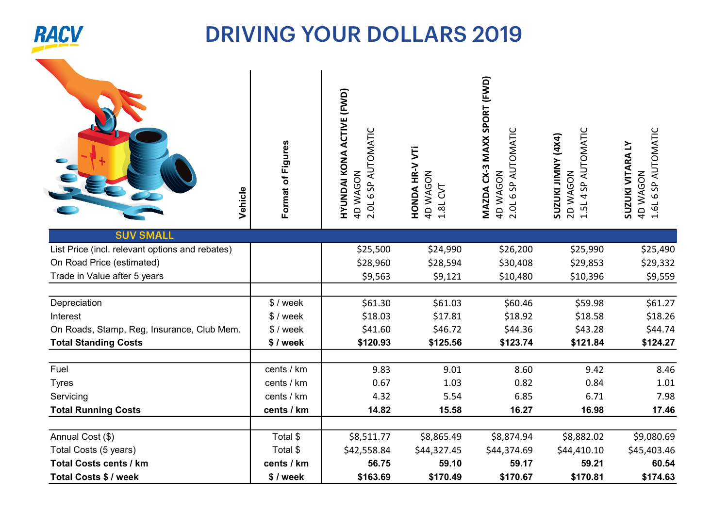# DRIVING YOUR DOLLARS 2019

| Vehicle | Format of Figures | HYUNDAI KONA ACTIVE (FWD) 4D WAGON 2.0L 6 SP AUTOMATIC | HONDA HR-V VTi 4D WAGON 1.8L CVT | MAZDA CX-3 MAXX SPORT (FWD) 4D WAGON 2.0L 6 SP AUTOMATIC | SUZUKI JIMNY (4X4) 2D WAGON 1.5L 4 SP AUTOMATIC | SUZUKI VITARA LY 4D WAGON 1.6L 6 SP AUTOMATIC |
|---|---|---|---|---|---|---|
| **SUV SMALL** | | | | | | |
| List Price (incl. relevant options and rebates) | | $25,500 | $24,990 | $26,200 | $25,990 | $25,490 |
| On Road Price (estimated) | | $28,960 | $28,594 | $30,408 | $29,853 | $29,332 |
| Trade in Value after 5 years | | $9,563 | $9,121 | $10,480 | $10,396 | $9,559 |
| | | | | | | |
| Depreciation | $ / week | $61.30 | $61.03 | $60.46 | $59.98 | $61.27 |
| Interest | $ / week | $18.03 | $17.81 | $18.92 | $18.58 | $18.26 |
| On Roads, Stamp, Reg, Insurance, Club Mem. | $ / week | $41.60 | $46.72 | $44.36 | $43.28 | $44.74 |
| **Total Standing Costs** | **$ / week** | **$120.93** | **$125.56** | **$123.74** | **$121.84** | **$124.27** |
| | | | | | | |
| Fuel | cents / km | 9.83 | 9.01 | 8.60 | 9.42 | 8.46 |
| Tyres | cents / km | 0.67 | 1.03 | 0.82 | 0.84 | 1.01 |
| Servicing | cents / km | 4.32 | 5.54 | 6.85 | 6.71 | 7.98 |
| **Total Running Costs** | **cents / km** | **14.82** | **15.58** | **16.27** | **16.98** | **17.46** |
| | | | | | | |
| Annual Cost ($) | Total $ | $8,511.77 | $8,865.49 | $8,874.94 | $8,882.02 | $9,080.69 |
| Total Costs (5 years) | Total $ | $42,558.84 | $44,327.45 | $44,374.69 | $44,410.10 | $45,403.46 |
| **Total Costs cents / km** | **cents / km** | **56.75** | **59.10** | **59.17** | **59.21** | **60.54** |
| **Total Costs $ / week** | **$ / week** | **$163.69** | **$170.49** | **$170.67** | **$170.81** | **$174.63** |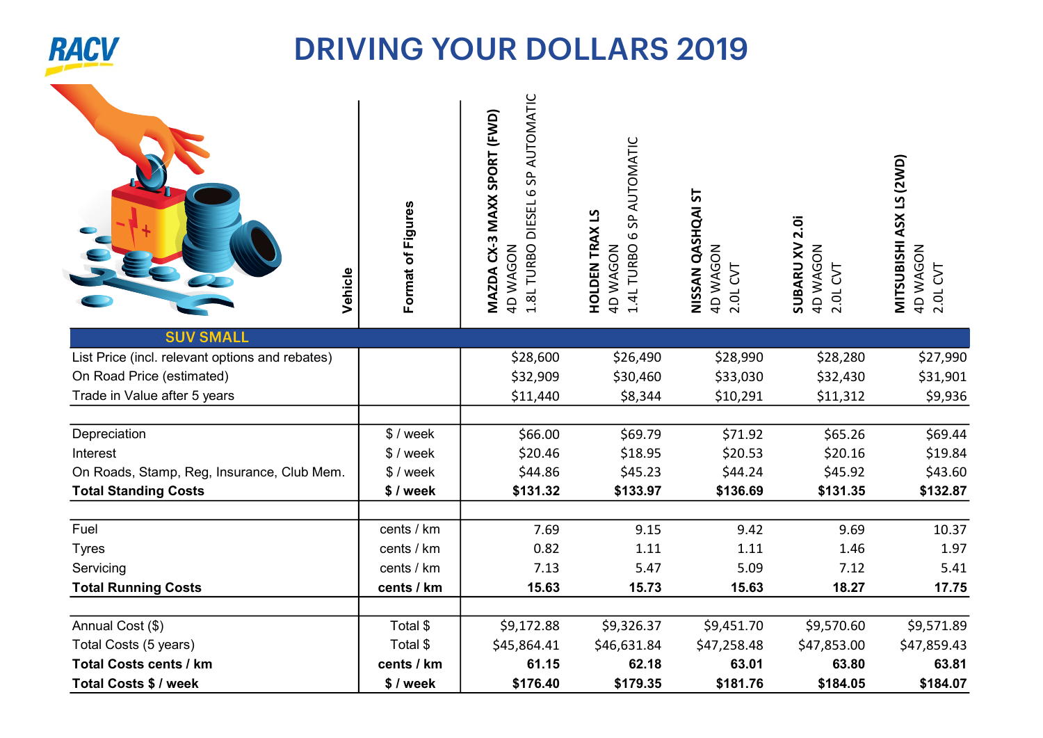# DRIVING YOUR DOLLARS 2019

| Vehicle | Format of Figures | MAZDA CX-3 MAXX SPORT (FWD) 4D WAGON 1.8L TURBO DIESEL 6 SP AUTOMATIC | HOLDEN TRAX LS 4D WAGON 1.4L TURBO 6 SP AUTOMATIC | NISSAN QASHQAI ST 4D WAGON 2.0L CVT | SUBARU XV 2.0i 4D WAGON 2.0L CVT | MITSUBISHI ASX LS (2WD) 4D WAGON 2.0L CVT |
|---|---|---|---|---|---|---|
| **SUV SMALL** | | | | | | |
| List Price (incl. relevant options and rebates) | | $28,600 | $26,490 | $28,990 | $28,280 | $27,990 |
| On Road Price (estimated) | | $32,909 | $30,460 | $33,030 | $32,430 | $31,901 |
| Trade in Value after 5 years | | $11,440 | $8,344 | $10,291 | $11,312 | $9,936 |
| | | | | | | |
| Depreciation | $ / week | $66.00 | $69.79 | $71.92 | $65.26 | $69.44 |
| Interest | $ / week | $20.46 | $18.95 | $20.53 | $20.16 | $19.84 |
| On Roads, Stamp, Reg, Insurance, Club Mem. | $ / week | $44.86 | $45.23 | $44.24 | $45.92 | $43.60 |
| **Total Standing Costs** | **$ / week** | **$131.32** | **$133.97** | **$136.69** | **$131.35** | **$132.87** |
| | | | | | | |
| Fuel | cents / km | 7.69 | 9.15 | 9.42 | 9.69 | 10.37 |
| Tyres | cents / km | 0.82 | 1.11 | 1.11 | 1.46 | 1.97 |
| Servicing | cents / km | 7.13 | 5.47 | 5.09 | 7.12 | 5.41 |
| **Total Running Costs** | **cents / km** | **15.63** | **15.73** | **15.63** | **18.27** | **17.75** |
| | | | | | | |
| Annual Cost ($) | Total $ | $9,172.88 | $9,326.37 | $9,451.70 | $9,570.60 | $9,571.89 |
| Total Costs (5 years) | Total $ | $45,864.41 | $46,631.84 | $47,258.48 | $47,853.00 | $47,859.43 |
| **Total Costs cents / km** | **cents / km** | **61.15** | **62.18** | **63.01** | **63.80** | **63.81** |
| **Total Costs $ / week** | **$ / week** | **$176.40** | **$179.35** | **$181.76** | **$184.05** | **$184.07** |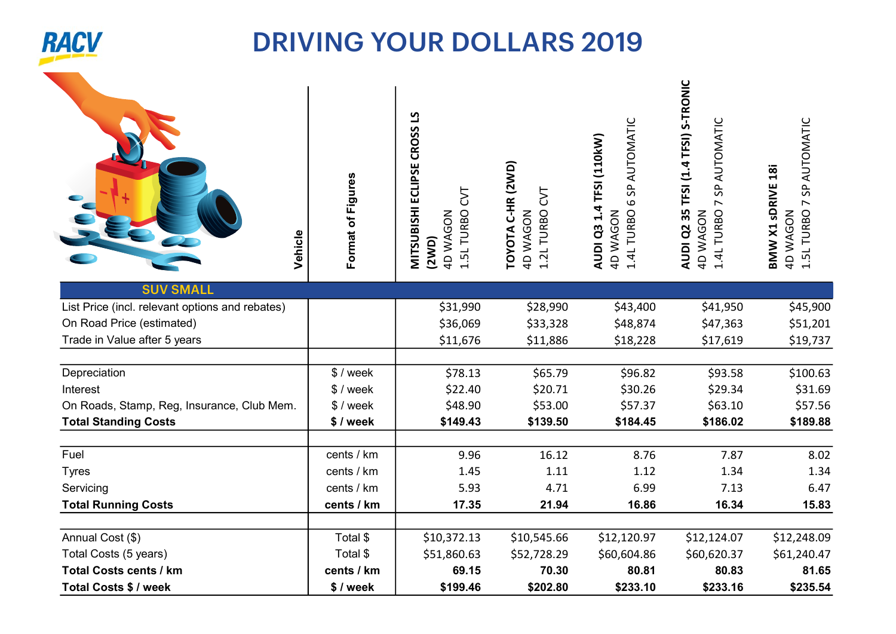# DRIVING YOUR DOLLARS 2019

| Vehicle | Format of Figures | MITSUBISHI ECLIPSE CROSS LS (2WD) 4D WAGON 1.5L TURBO CVT | TOYOTA C-HR (2WD) 4D WAGON 1.2L TURBO CVT | AUDI Q3 1.4 TFSI (110kW) 4D WAGON 1.4L TURBO 6 SP AUTOMATIC | AUDI Q2 35 TFSI (1.4 TFSI) S-TRONIC 4D WAGON 1.4L TURBO 7 SP AUTOMATIC | BMW X1 sDRIVE 18i 4D WAGON 1.5L TURBO 7 SP AUTOMATIC |
|---|---|---|---|---|---|---|
| **SUV SMALL** | | | | | | |
| List Price (incl. relevant options and rebates) | | $31,990 | $28,990 | $43,400 | $41,950 | $45,900 |
| On Road Price (estimated) | | $36,069 | $33,328 | $48,874 | $47,363 | $51,201 |
| Trade in Value after 5 years | | $11,676 | $11,886 | $18,228 | $17,619 | $19,737 |
| | | | | | | |
| Depreciation | $ / week | $78.13 | $65.79 | $96.82 | $93.58 | $100.63 |
| Interest | $ / week | $22.40 | $20.71 | $30.26 | $29.34 | $31.69 |
| On Roads, Stamp, Reg, Insurance, Club Mem. | $ / week | $48.90 | $53.00 | $57.37 | $63.10 | $57.56 |
| **Total Standing Costs** | **$ / week** | **$149.43** | **$139.50** | **$184.45** | **$186.02** | **$189.88** |
| | | | | | | |
| Fuel | cents / km | 9.96 | 16.12 | 8.76 | 7.87 | 8.02 |
| Tyres | cents / km | 1.45 | 1.11 | 1.12 | 1.34 | 1.34 |
| Servicing | cents / km | 5.93 | 4.71 | 6.99 | 7.13 | 6.47 |
| **Total Running Costs** | **cents / km** | **17.35** | **21.94** | **16.86** | **16.34** | **15.83** |
| | | | | | | |
| Annual Cost ($) | Total $ | $10,372.13 | $10,545.66 | $12,120.97 | $12,124.07 | $12,248.09 |
| Total Costs (5 years) | Total $ | $51,860.63 | $52,728.29 | $60,604.86 | $60,620.37 | $61,240.47 |
| **Total Costs cents / km** | **cents / km** | **69.15** | **70.30** | **80.81** | **80.83** | **81.65** |
| **Total Costs $ / week** | **$ / week** | **$199.46** | **$202.80** | **$233.10** | **$233.16** | **$235.54** |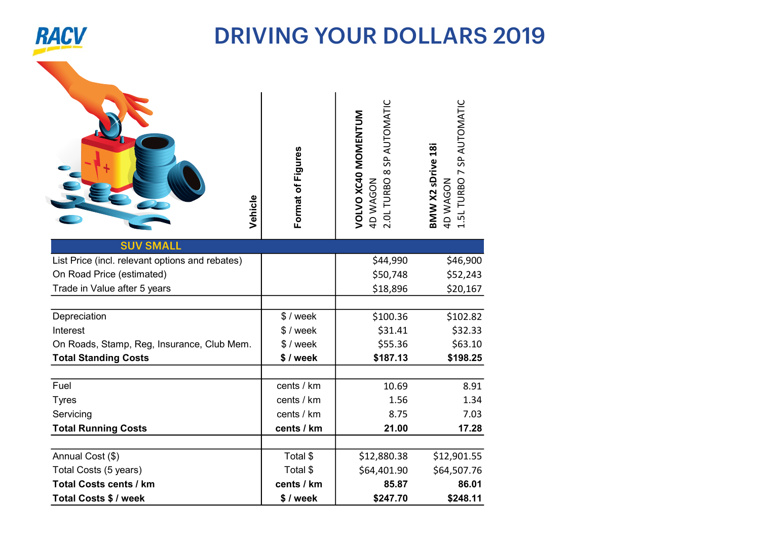# DRIVING YOUR DOLLARS 2019

| Vehicle | Format of Figures | VOLVO XC40 MOMENTUM 4D WAGON 2.0L TURBO 8 SP AUTOMATIC | BMW X2 sDrive 18i 4D WAGON 1.5L TURBO 7 SP AUTOMATIC |
|---|---|---|---|
| **SUV SMALL** | | | |
| List Price (incl. relevant options and rebates) | | $44,990 | $46,900 |
| On Road Price (estimated) | | $50,748 | $52,243 |
| Trade in Value after 5 years | | $18,896 | $20,167 |
| | | | |
| Depreciation | $ / week | $100.36 | $102.82 |
| Interest | $ / week | $31.41 | $32.33 |
| On Roads, Stamp, Reg, Insurance, Club Mem. | $ / week | $55.36 | $63.10 |
| **Total Standing Costs** | **$ / week** | **$187.13** | **$198.25** |
| | | | |
| Fuel | cents / km | 10.69 | 8.91 |
| Tyres | cents / km | 1.56 | 1.34 |
| Servicing | cents / km | 8.75 | 7.03 |
| **Total Running Costs** | **cents / km** | **21.00** | **17.28** |
| | | | |
| Annual Cost ($) | Total $ | $12,880.38 | $12,901.55 |
| Total Costs (5 years) | Total $ | $64,401.90 | $64,507.76 |
| **Total Costs cents / km** | **cents / km** | **85.87** | **86.01** |
| **Total Costs $ / week** | **$ / week** | **$247.70** | **$248.11** |